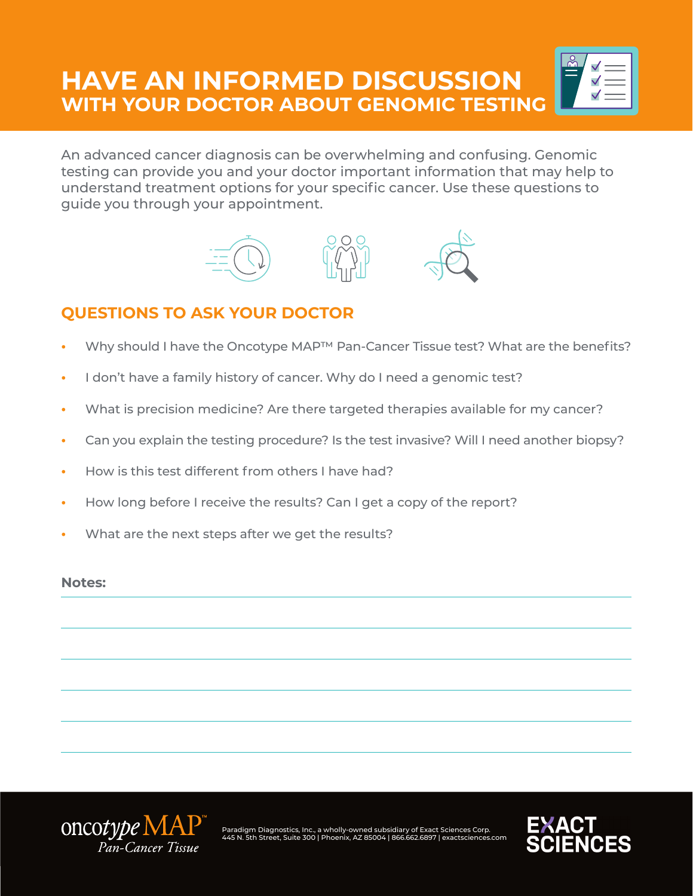# HAVE AN INFORMED DISCUSSION
## WITH YOUR DOCTOR ABOUT GENOMIC TESTING

An advanced cancer diagnosis can be overwhelming and confusing. Genomic testing can provide you and your doctor important information that may help to understand treatment options for your specific cancer. Use these questions to guide you through your appointment.

## QUESTIONS TO ASK YOUR DOCTOR

- Why should I have the Oncotype MAP™ Pan-Cancer Tissue test? What are the benefits?
- I don't have a family history of cancer. Why do I need a genomic test?
- What is precision medicine? Are there targeted therapies available for my cancer?
- Can you explain the testing procedure? Is the test invasive? Will I need another biopsy?
- How is this test different from others I have had?
- How long before I receive the results? Can I get a copy of the report?
- What are the next steps after we get the results?

**Notes:**

oncotype MAP™ *Pan-Cancer Tissue*

Paradigm Diagnostics, Inc., a wholly-owned subsidiary of Exact Sciences Corp.
445 N. 5th Street, Suite 300 | Phoenix, AZ 85004 | 866.662.6897 | exactsciences.com

EXACT SCIENCES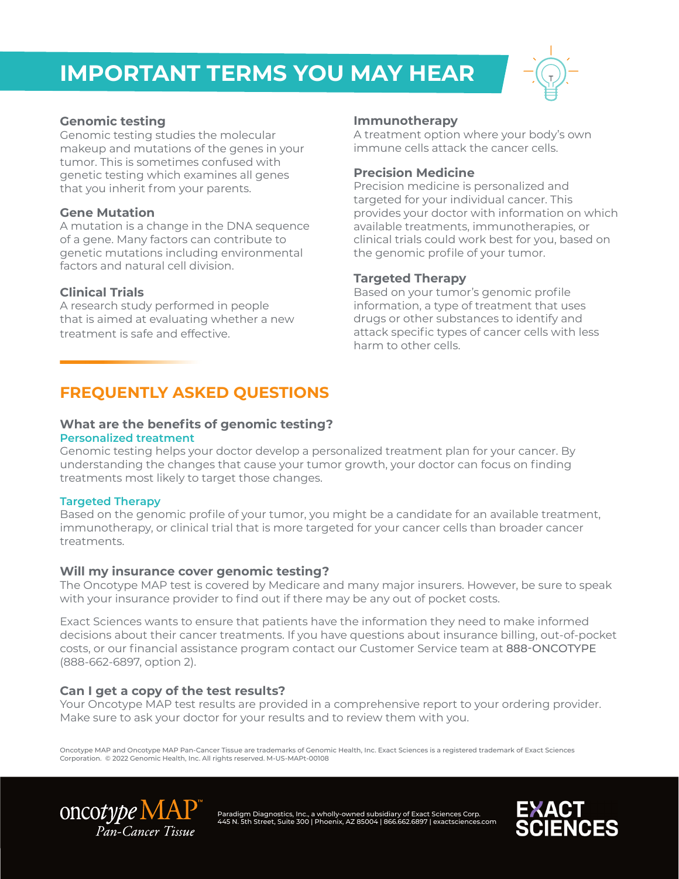# IMPORTANT TERMS YOU MAY HEAR

### Genomic testing

Genomic testing studies the molecular makeup and mutations of the genes in your tumor. This is sometimes confused with genetic testing which examines all genes that you inherit from your parents.

### Gene Mutation

A mutation is a change in the DNA sequence of a gene. Many factors can contribute to genetic mutations including environmental factors and natural cell division.

### Clinical Trials

A research study performed in people that is aimed at evaluating whether a new treatment is safe and effective.

### Immunotherapy

A treatment option where your body's own immune cells attack the cancer cells.

### Precision Medicine

Precision medicine is personalized and targeted for your individual cancer. This provides your doctor with information on which available treatments, immunotherapies, or clinical trials could work best for you, based on the genomic profile of your tumor.

### Targeted Therapy

Based on your tumor's genomic profile information, a type of treatment that uses drugs or other substances to identify and attack specific types of cancer cells with less harm to other cells.

# FREQUENTLY ASKED QUESTIONS

### What are the benefits of genomic testing?

**Personalized treatment**

Genomic testing helps your doctor develop a personalized treatment plan for your cancer. By understanding the changes that cause your tumor growth, your doctor can focus on finding treatments most likely to target those changes.

**Targeted Therapy**

Based on the genomic profile of your tumor, you might be a candidate for an available treatment, immunotherapy, or clinical trial that is more targeted for your cancer cells than broader cancer treatments.

### Will my insurance cover genomic testing?

The Oncotype MAP test is covered by Medicare and many major insurers. However, be sure to speak with your insurance provider to find out if there may be any out of pocket costs.

Exact Sciences wants to ensure that patients have the information they need to make informed decisions about their cancer treatments. If you have questions about insurance billing, out-of-pocket costs, or our financial assistance program contact our Customer Service team at 888-ONCOTYPE (888-662-6897, option 2).

### Can I get a copy of the test results?

Your Oncotype MAP test results are provided in a comprehensive report to your ordering provider. Make sure to ask your doctor for your results and to review them with you.

Oncotype MAP and Oncotype MAP Pan-Cancer Tissue are trademarks of Genomic Health, Inc. Exact Sciences is a registered trademark of Exact Sciences Corporation. © 2022 Genomic Health, Inc. All rights reserved. M-US-MAPt-00108

oncotype MAP™ Pan-Cancer Tissue

Paradigm Diagnostics, Inc., a wholly-owned subsidiary of Exact Sciences Corp.
445 N. 5th Street, Suite 300 | Phoenix, AZ 85004 | 866.662.6897 | exactsciences.com

EXACT SCIENCES